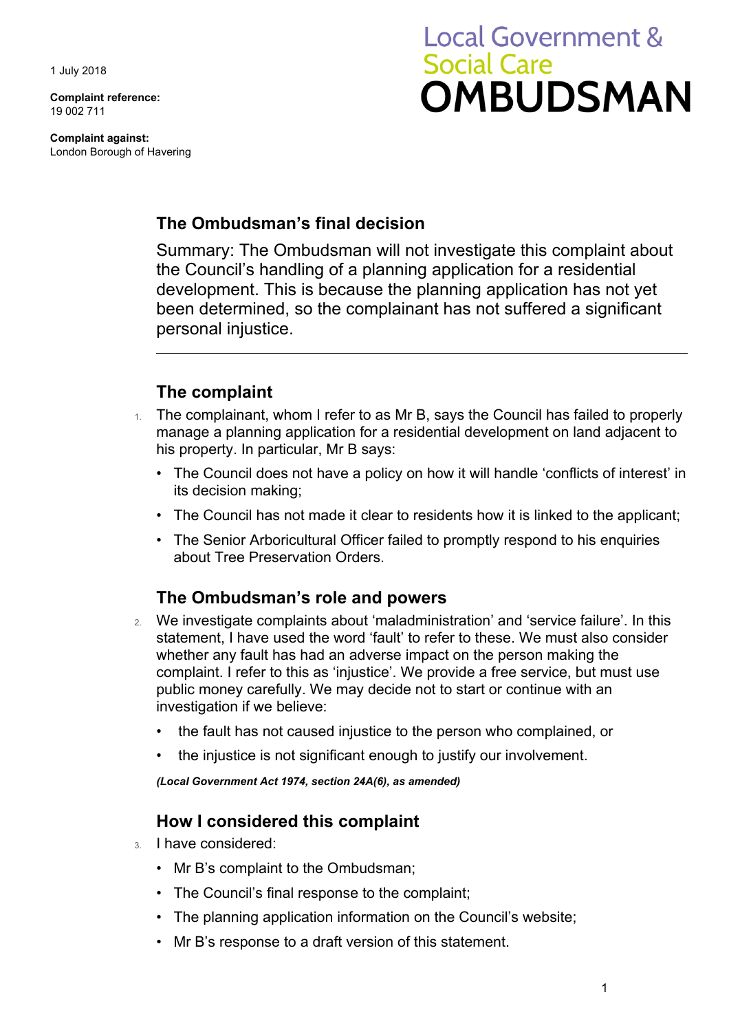1 July 2018

**Complaint reference:**
19 002 711

**Complaint against:**
London Borough of Havering

Local Government & Social Care
**OMBUDSMAN**

## The Ombudsman's final decision

Summary: The Ombudsman will not investigate this complaint about the Council's handling of a planning application for a residential development. This is because the planning application has not yet been determined, so the complainant has not suffered a significant personal injustice.

---

## The complaint

1. The complainant, whom I refer to as Mr B, says the Council has failed to properly manage a planning application for a residential development on land adjacent to his property. In particular, Mr B says:
   - The Council does not have a policy on how it will handle 'conflicts of interest' in its decision making;
   - The Council has not made it clear to residents how it is linked to the applicant;
   - The Senior Arboricultural Officer failed to promptly respond to his enquiries about Tree Preservation Orders.

## The Ombudsman's role and powers

2. We investigate complaints about 'maladministration' and 'service failure'. In this statement, I have used the word 'fault' to refer to these. We must also consider whether any fault has had an adverse impact on the person making the complaint. I refer to this as 'injustice'. We provide a free service, but must use public money carefully. We may decide not to start or continue with an investigation if we believe:
   - the fault has not caused injustice to the person who complained, or
   - the injustice is not significant enough to justify our involvement.

***(Local Government Act 1974, section 24A(6), as amended)***

## How I considered this complaint

3. I have considered:
   - Mr B's complaint to the Ombudsman;
   - The Council's final response to the complaint;
   - The planning application information on the Council's website;
   - Mr B's response to a draft version of this statement.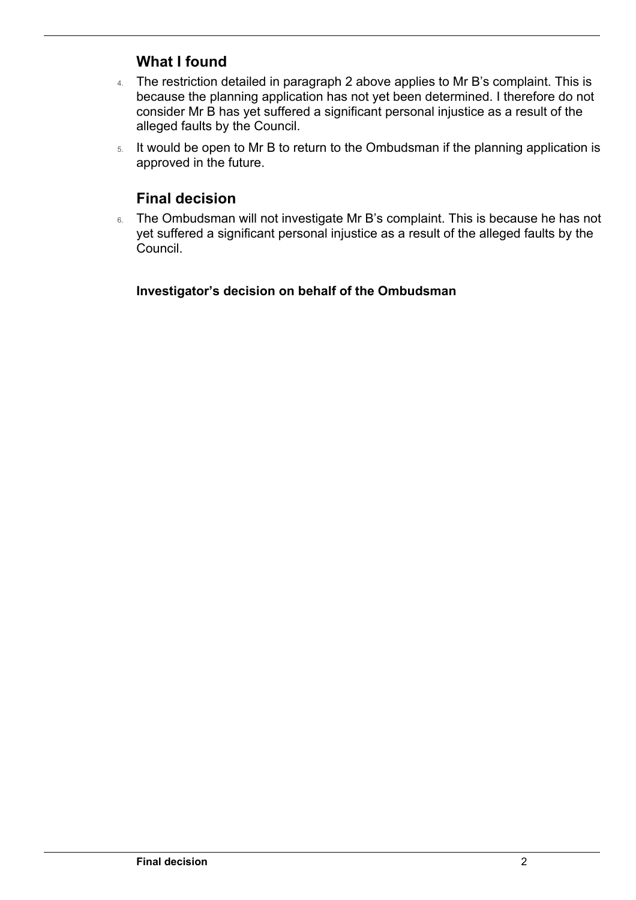## What I found

4. The restriction detailed in paragraph 2 above applies to Mr B's complaint. This is because the planning application has not yet been determined. I therefore do not consider Mr B has yet suffered a significant personal injustice as a result of the alleged faults by the Council.

5. It would be open to Mr B to return to the Ombudsman if the planning application is approved in the future.

## Final decision

6. The Ombudsman will not investigate Mr B's complaint. This is because he has not yet suffered a significant personal injustice as a result of the alleged faults by the Council.

**Investigator's decision on behalf of the Ombudsman**